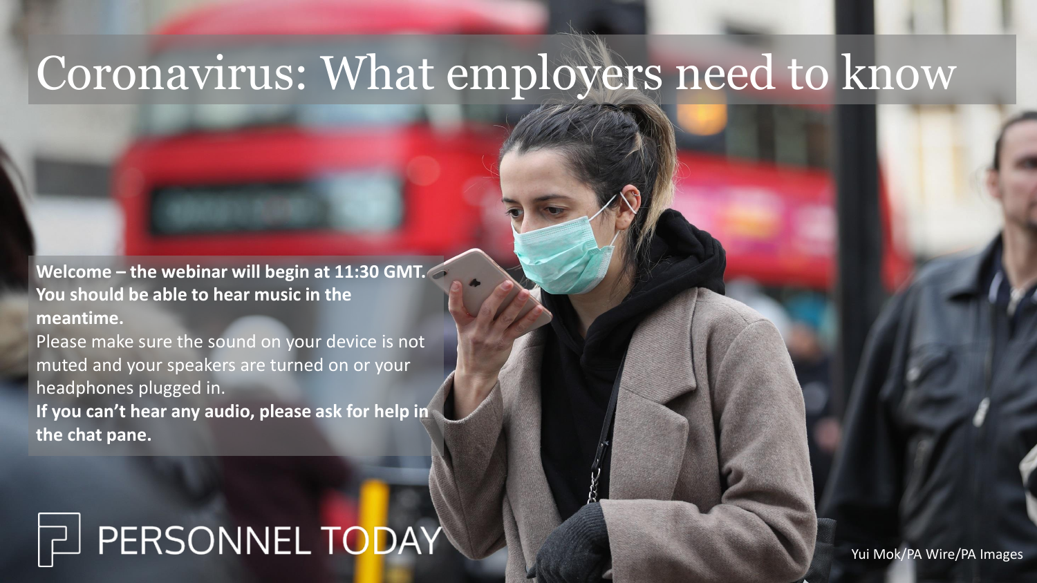# Coronavirus: What employers need to know

**Welcome – the webinar will begin at 11:30 GMT. You should be able to hear music in the meantime.**

Please make sure the sound on your device is not muted and your speakers are turned on or your headphones plugged in.

**If you can't hear any audio, please ask for help in the chat pane.**

PERSONNEL TODAY

Yui Mok/PA Wire/PA Images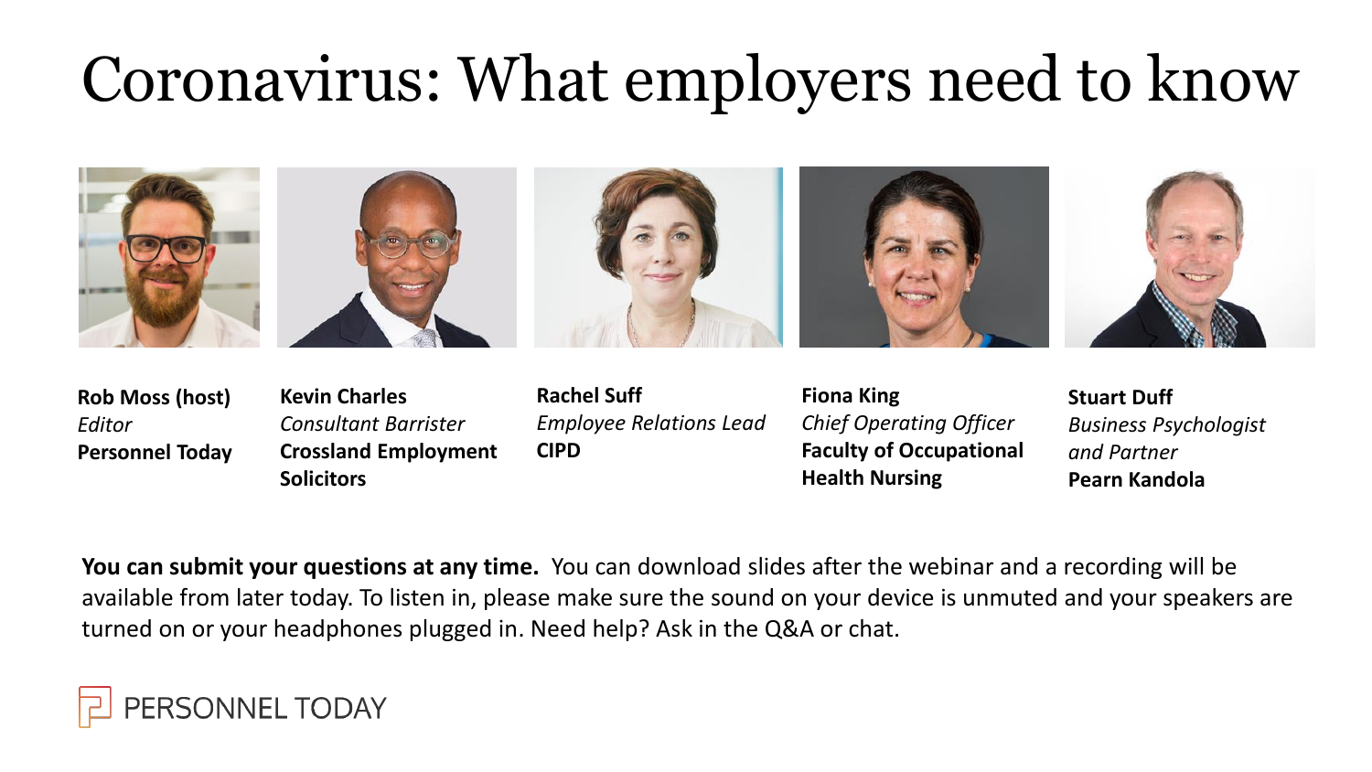# Coronavirus: What employers need to know

**Rob Moss (host)**
*Editor*
**Personnel Today**

**Kevin Charles**
*Consultant Barrister*
**Crossland Employment Solicitors**

**Rachel Suff**
*Employee Relations Lead*
**CIPD**

**Fiona King**
*Chief Operating Officer*
**Faculty of Occupational Health Nursing**

**Stuart Duff**
*Business Psychologist and Partner*
**Pearn Kandola**

**You can submit your questions at any time.** You can download slides after the webinar and a recording will be available from later today. To listen in, please make sure the sound on your device is unmuted and your speakers are turned on or your headphones plugged in. Need help? Ask in the Q&A or chat.

PERSONNEL TODAY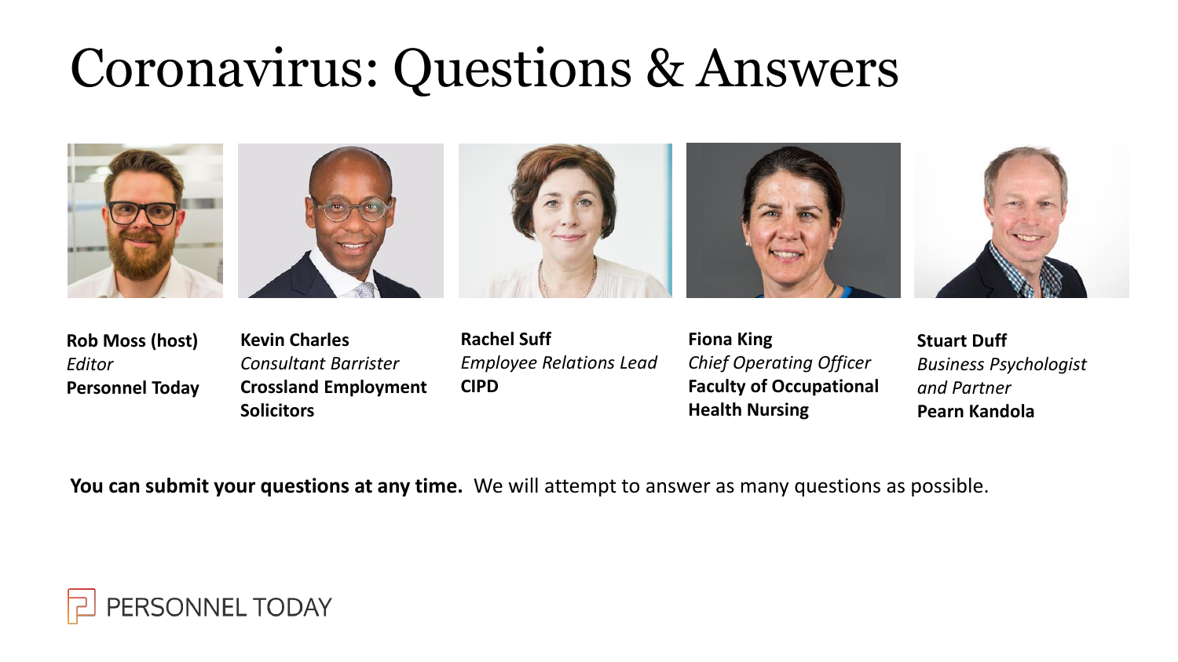# Coronavirus: Questions & Answers

**Rob Moss (host)**
*Editor*
**Personnel Today**

**Kevin Charles**
*Consultant Barrister*
**Crossland Employment Solicitors**

**Rachel Suff**
*Employee Relations Lead*
**CIPD**

**Fiona King**
*Chief Operating Officer*
**Faculty of Occupational Health Nursing**

**Stuart Duff**
*Business Psychologist and Partner*
**Pearn Kandola**

**You can submit your questions at any time.** We will attempt to answer as many questions as possible.

PERSONNEL TODAY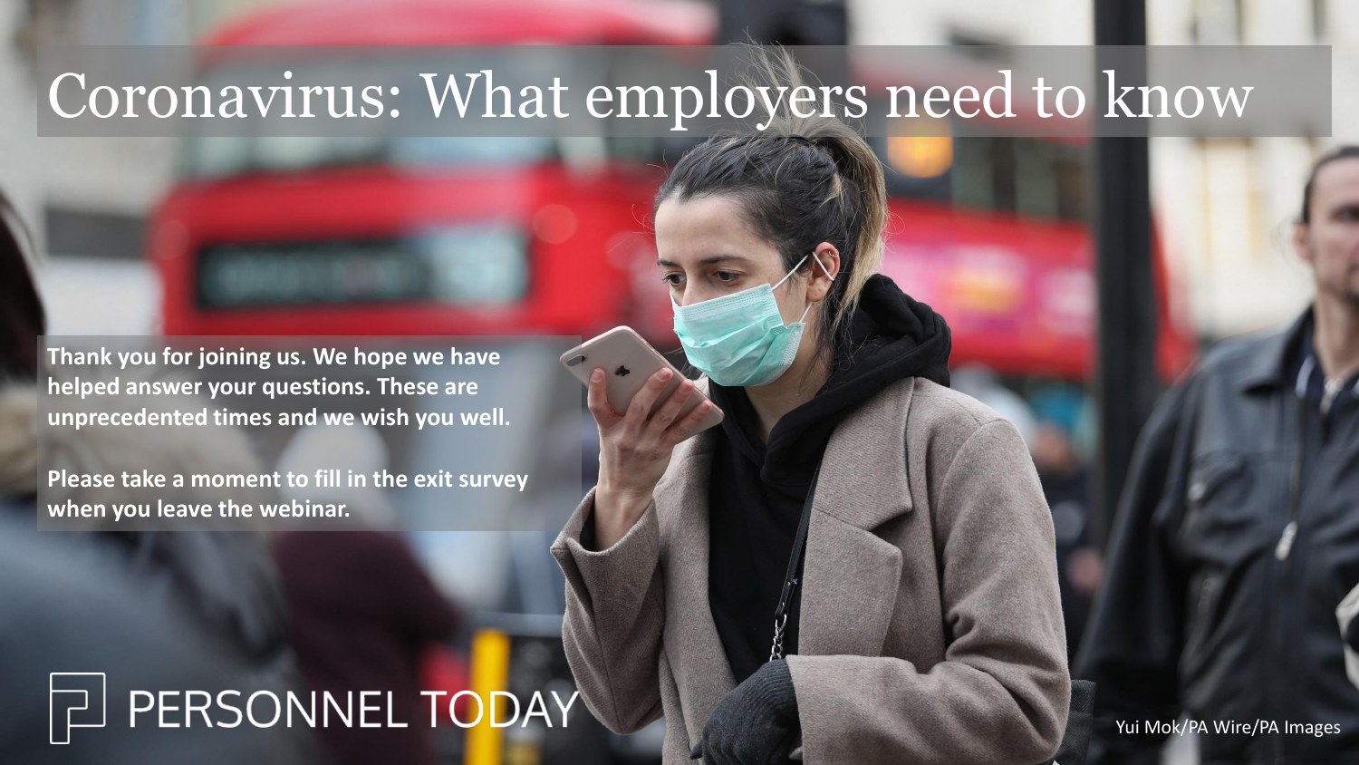# Coronavirus: What employers need to know

**Thank you for joining us. We hope we have helped answer your questions. These are unprecedented times and we wish you well.**

**Please take a moment to fill in the exit survey when you leave the webinar.**

PERSONNEL TODAY

Yui Mok/PA Wire/PA Images